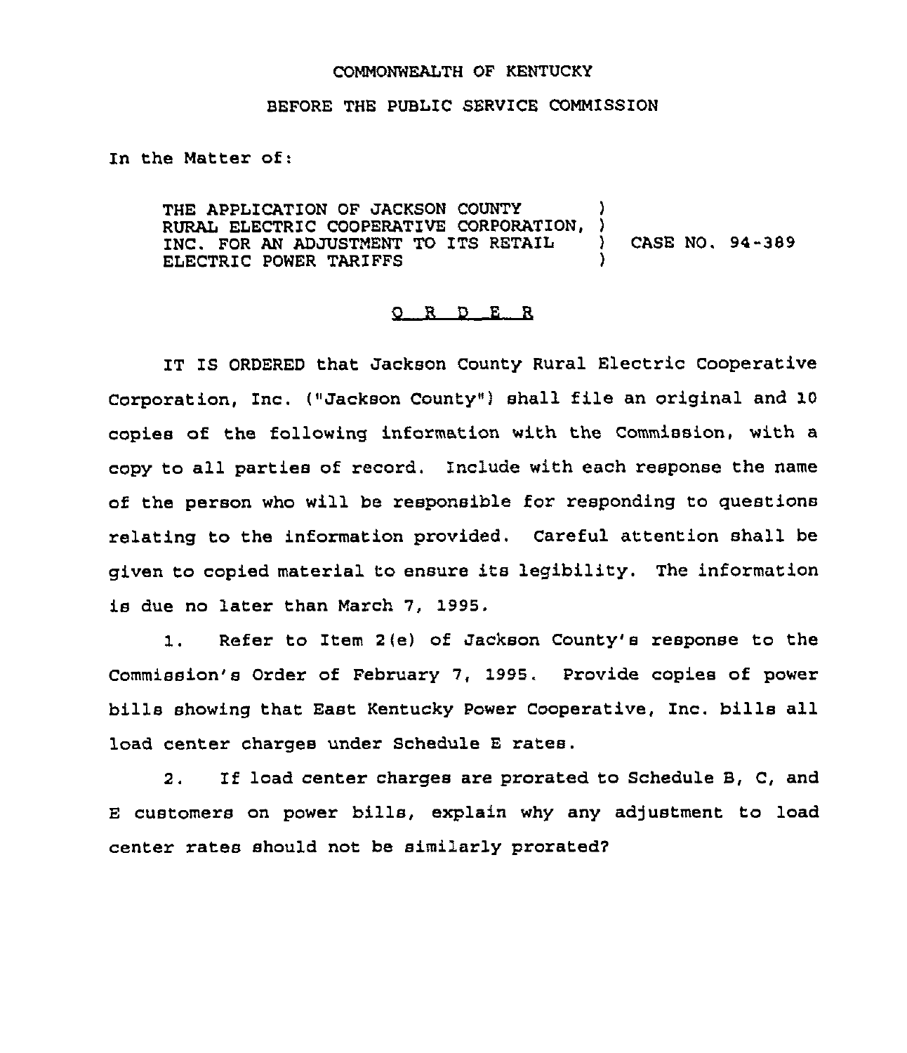COMMONWEALTH OF KENTUCKY

BEFORE THE PUBLIC SERVICE COMMISSION

In the Matter of:

THE APPLICATION OF JACKSON COUNTY RURAL ELECTRIC COOPERATIVE CORPORATION, INC. FOR AN ADJUSTMENT TO ITS RETAIL ELECTRIC POWER TARIFFS ) CASE NO. 94-389

# ORDER

IT IS ORDERED that Jackson County Rural Electric Cooperative Corporation, Inc. ("Jackson County") shall file an original and 10 copies of the following information with the Commission, with a copy to all parties of record. Include with each response the name of the person who will be responsible for responding to questions relating to the information provided. Careful attention shall be given to copied material to ensure its legibility. The information is due no later than March 7, 1995.

1. Refer to Item 2(e) of Jackson County's response to the Commission's Order of February 7, 1995. Provide copies of power bills showing that East Kentucky Power Cooperative, Inc. bills all load center charges under Schedule E rates.

2. If load center charges are prorated to Schedule B, C, and E customers on power bills, explain why any adjustment to load center rates should not be similarly prorated?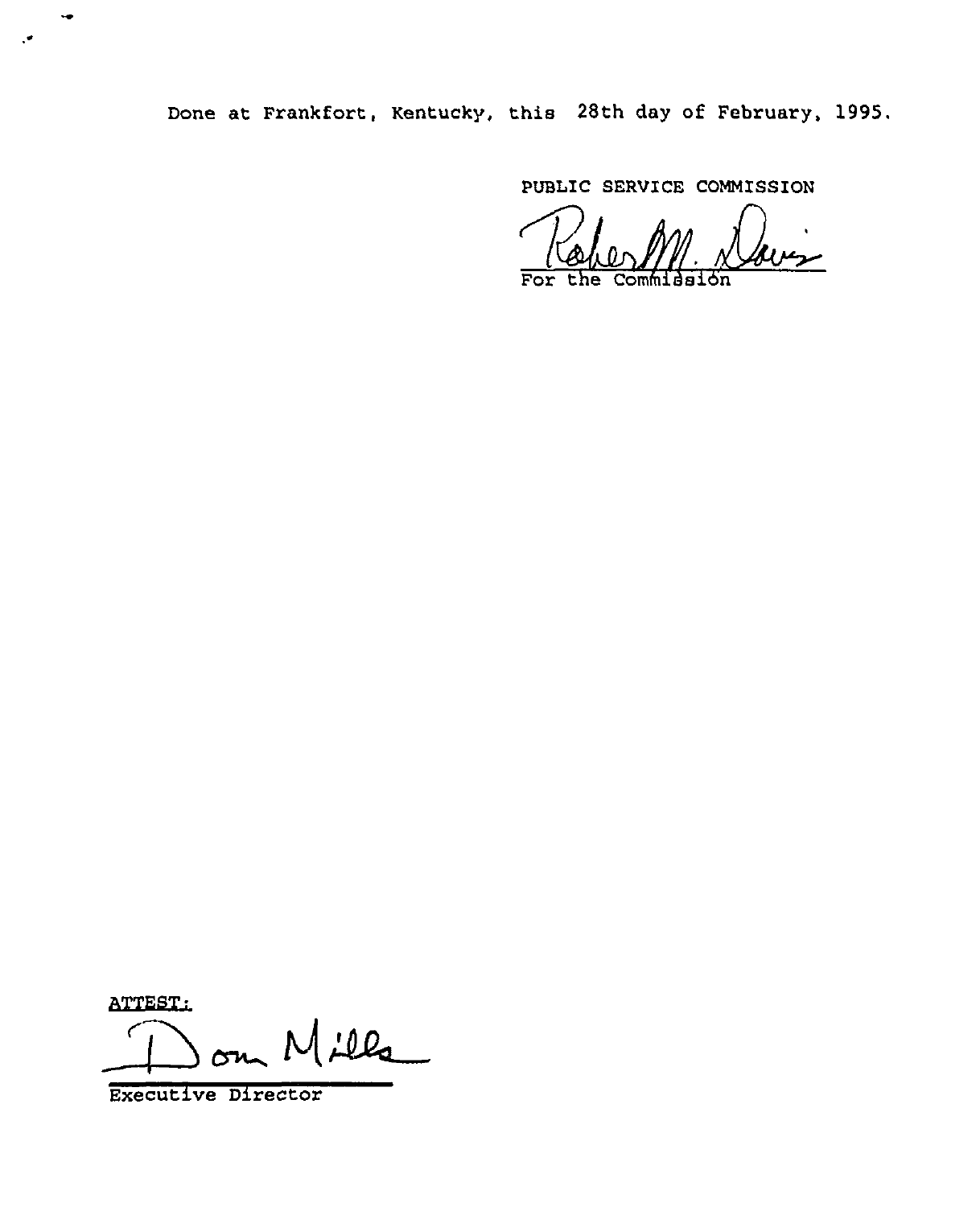Done at Frankfort, Kentucky, this 28th day of February, 1995.

PUBLIC SERVICE COMMISSION

For the Commission

ATTEST:

Executive Director